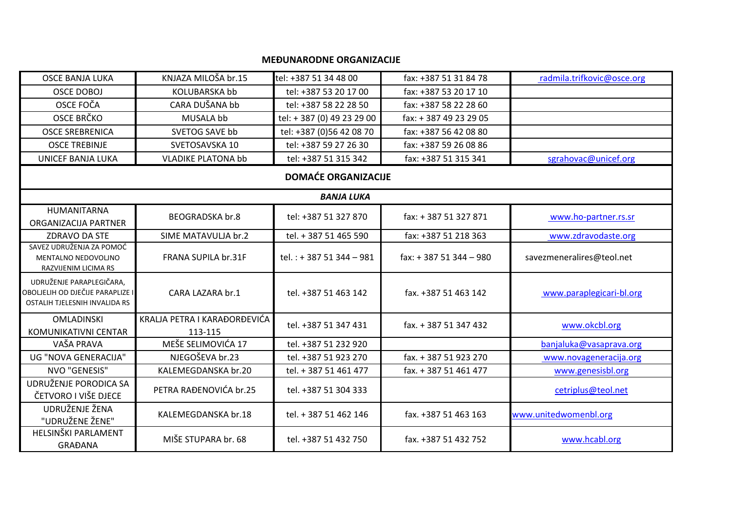## MEĐUNARODNE ORGANIZACIJE

| | | | | |
|---|---|---|---|---|
| OSCE BANJA LUKA | KNJAZA MILOŠA br.15 | tel: +387 51 34 48 00 | fax: +387 51 31 84 78 | radmila.trifkovic@osce.org |
| OSCE DOBOJ | KOLUBARSKA bb | tel: +387 53 20 17 00 | fax: +387 53 20 17 10 | |
| OSCE FOČA | CARA DUŠANA bb | tel: +387 58 22 28 50 | fax: +387 58 22 28 60 | |
| OSCE BRČKO | MUSALA bb | tel: + 387 (0) 49 23 29 00 | fax: + 387 49 23 29 05 | |
| OSCE SREBRENICA | SVETOG SAVE bb | tel: +387 (0)56 42 08 70 | fax: +387 56 42 08 80 | |
| OSCE TREBINJE | SVETOSAVSKA 10 | tel: +387 59 27 26 30 | fax: +387 59 26 08 86 | |
| UNICEF BANJA LUKA | VLADIKE PLATONA bb | tel: +387 51 315 342 | fax: +387 51 315 341 | sgrahovac@unicef.org |
| **DOMAĆE ORGANIZACIJE** | | | | |
| ***BANJA LUKA*** | | | | |
| HUMANITARNA ORGANIZACIJA PARTNER | BEOGRADSKA br.8 | tel: +387 51 327 870 | fax: + 387 51 327 871 | www.ho-partner.rs.sr |
| ZDRAVO DA STE | SIME MATAVULJA br.2 | tel. + 387 51 465 590 | fax: +387 51 218 363 | www.zdravodaste.org |
| SAVEZ UDRUŽENJA ZA POMOĆ MENTALNO NEDOVOLJNO RAZVIJENIM LICIMA RS | FRANA SUPILA br.31F | tel. : + 387 51 344 – 981 | fax: + 387 51 344 – 980 | savezmeneralires@teol.net |
| UDRUŽENJE PARAPLEGIČARA, OBOLJELIH OD DJEČIJE PARAPLIZE I OSTALIH TJELESNIH INVALIDA RS | CARA LAZARA br.1 | tel. +387 51 463 142 | fax. +387 51 463 142 | www.paraplegicari-bl.org |
| OMLADINSKI KOMUNIKATIVNI CENTAR | KRALJA PETRA I KARAĐORĐEVIĆA 113-115 | tel. +387 51 347 431 | fax. + 387 51 347 432 | www.okcbl.org |
| VAŠA PRAVA | MEŠE SELIMOVIĆA 17 | tel. +387 51 232 920 | | banjaluka@vasaprava.org |
| UG "NOVA GENERACIJA" | NJEGOŠEVA br.23 | tel. +387 51 923 270 | fax. + 387 51 923 270 | www.novageneracija.org |
| NVO "GENESIS" | KALEMEGDANSKA br.20 | tel. + 387 51 461 477 | fax. + 387 51 461 477 | www.genesisbl.org |
| UDRUŽENJE PORODICA SA ČETVORO I VIŠE DJECE | PETRA RAĐENOVIĆA br.25 | tel. +387 51 304 333 | | cetriplus@teol.net |
| UDRUŽENJE ŽENA "UDRUŽENE ŽENE" | KALEMEGDANSKA br.18 | tel. + 387 51 462 146 | fax. +387 51 463 163 | www.unitedwomenbl.org |
| HELSINŠKI PARLAMENT GRAĐANA | MIŠE STUPARA br. 68 | tel. +387 51 432 750 | fax. +387 51 432 752 | www.hcabl.org |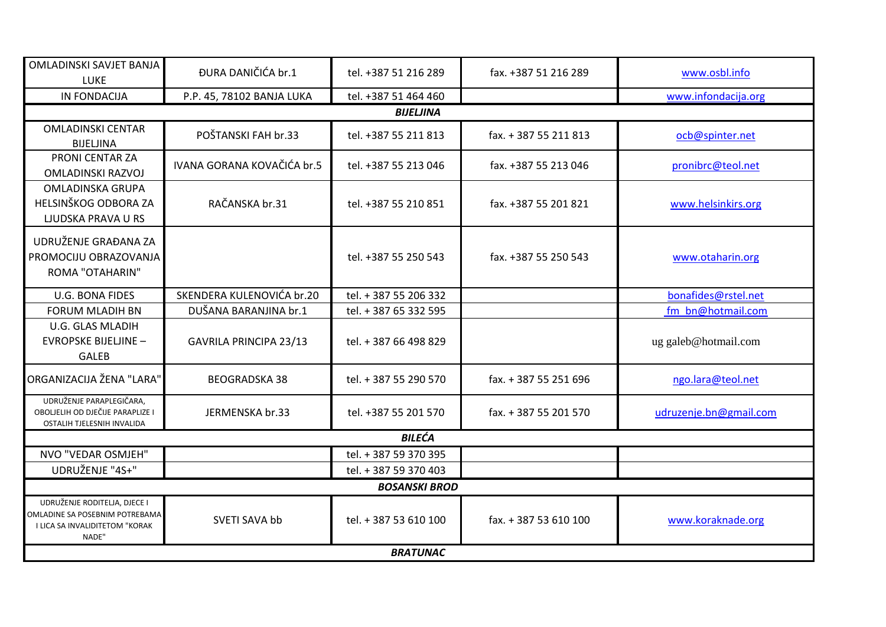| | | | | |
|---|---|---|---|---|
| OMLADINSKI SAVJET BANJA LUKE | ĐURA DANIČIĆA br.1 | tel. +387 51 216 289 | fax. +387 51 216 289 | www.osbl.info |
| IN FONDACIJA | P.P. 45, 78102 BANJA LUKA | tel. +387 51 464 460 | | www.infondacija.org |
| | | ***BIJELJINA*** | | |
| OMLADINSKI CENTAR BIJELJINA | POŠTANSKI FAH br.33 | tel. +387 55 211 813 | fax. + 387 55 211 813 | ocb@spinter.net |
| PRONI CENTAR ZA OMLADINSKI RAZVOJ | IVANA GORANA KOVAČIĆA br.5 | tel. +387 55 213 046 | fax. +387 55 213 046 | pronibrc@teol.net |
| OMLADINSKA GRUPA HELSINŠKOG ODBORA ZA LJUDSKA PRAVA U RS | RAČANSKA br.31 | tel. +387 55 210 851 | fax. +387 55 201 821 | www.helsinkirs.org |
| UDRUŽENJE GRAĐANA ZA PROMOCIJU OBRAZOVANJA ROMA "OTAHARIN" | | tel. +387 55 250 543 | fax. +387 55 250 543 | www.otaharin.org |
| U.G. BONA FIDES | SKENDERA KULENOVIĆA br.20 | tel. + 387 55 206 332 | | bonafides@rstel.net |
| FORUM MLADIH BN | DUŠANA BARANJINA br.1 | tel. + 387 65 332 595 | | fm_bn@hotmail.com |
| U.G. GLAS MLADIH EVROPSKE BIJELJINE – GALEB | GAVRILA PRINCIPA 23/13 | tel. + 387 66 498 829 | | ug galeb@hotmail.com |
| ORGANIZACIJA ŽENA "LARA" | BEOGRADSKA 38 | tel. + 387 55 290 570 | fax. + 387 55 251 696 | ngo.lara@teol.net |
| UDRUŽENJE PARAPLEGIČARA, OBOLJELIH OD DJEČIJE PARAPLIZE I OSTALIH TJELESNIH INVALIDA | JERMENSKA br.33 | tel. +387 55 201 570 | fax. + 387 55 201 570 | udruzenje.bn@gmail.com |
| | | ***BILEĆA*** | | |
| NVO "VEDAR OSMJEH" | | tel. + 387 59 370 395 | | |
| UDRUŽENJE "4S+" | | tel. + 387 59 370 403 | | |
| | | ***BOSANSKI BROD*** | | |
| UDRUŽENJE RODITELJA, DJECE I OMLADINE SA POSEBNIM POTREBAMA I LICA SA INVALIDITETOM "KORAK NADE" | SVETI SAVA bb | tel. + 387 53 610 100 | fax. + 387 53 610 100 | www.koraknade.org |
| | | ***BRATUNAC*** | | |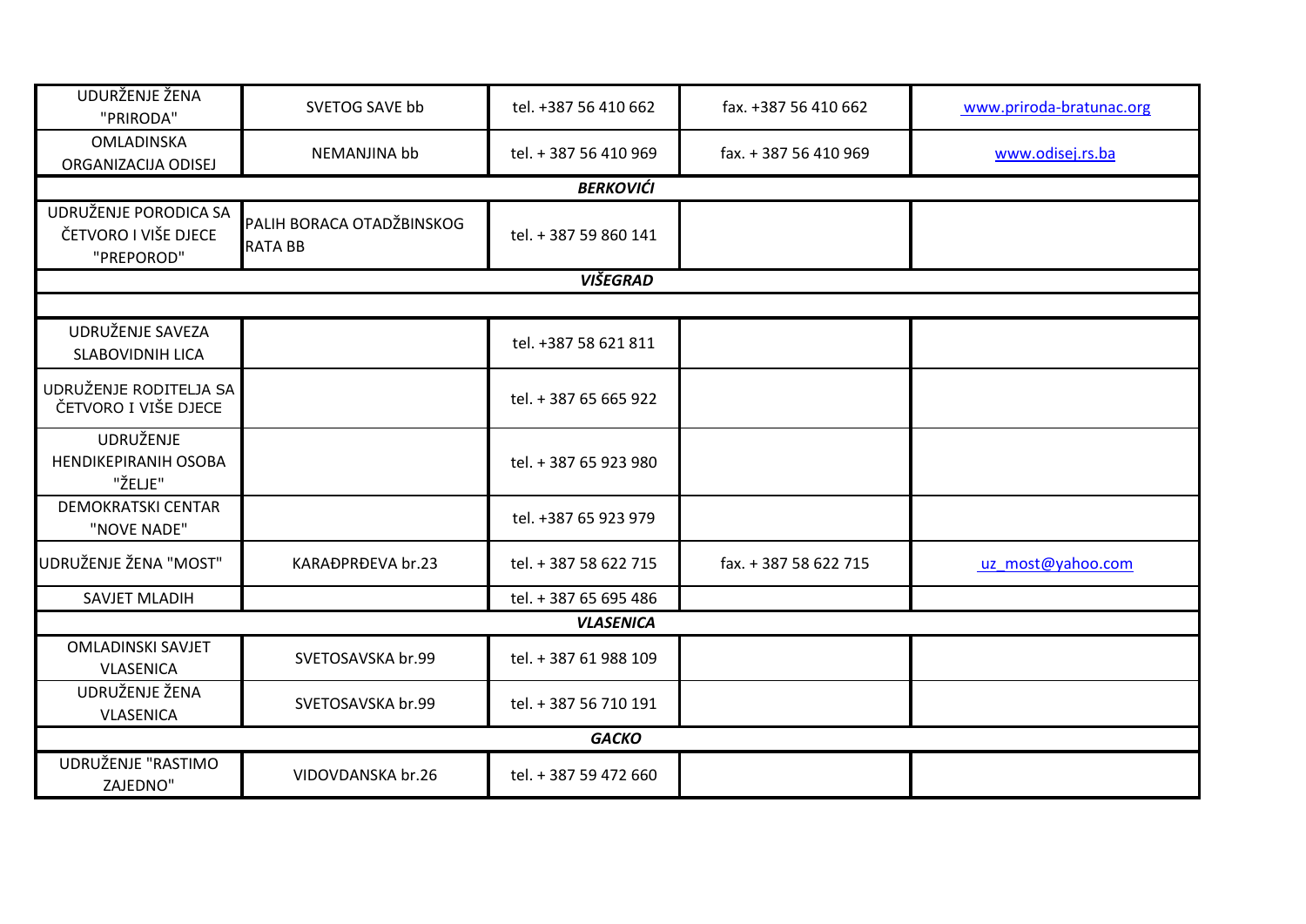| | | | | |
|---|---|---|---|---|
| UDURŽENJE ŽENA "PRIRODA" | SVETOG SAVE bb | tel. +387 56 410 662 | fax. +387 56 410 662 | www.priroda-bratunac.org |
| OMLADINSKA ORGANIZACIJA ODISEJ | NEMANJINA bb | tel. + 387 56 410 969 | fax. + 387 56 410 969 | www.odisej.rs.ba |
| | | ***BERKOVIĆI*** | | |
| UDRUŽENJE PORODICA SA ČETVORO I VIŠE DJECE "PREPOROD" | PALIH BORACA OTADŽBINSKOG RATA BB | tel. + 387 59 860 141 | | |
| | | ***VIŠEGRAD*** | | |
| | | | | |
| UDRUŽENJE SAVEZA SLABOVIDNIH LICA | | tel. +387 58 621 811 | | |
| UDRUŽENJE RODITELJA SA ČETVORO I VIŠE DJECE | | tel. + 387 65 665 922 | | |
| UDRUŽENJE HENDIKEPIRANIH OSOBA "ŽELJE" | | tel. + 387 65 923 980 | | |
| DEMOKRATSKI CENTAR "NOVE NADE" | | tel. +387 65 923 979 | | |
| UDRUŽENJE ŽENA "MOST" | KARAĐPRĐEVA br.23 | tel. + 387 58 622 715 | fax. + 387 58 622 715 | uz_most@yahoo.com |
| SAVJET MLADIH | | tel. + 387 65 695 486 | | |
| | | ***VLASENICA*** | | |
| OMLADINSKI SAVJET VLASENICA | SVETOSAVSKA br.99 | tel. + 387 61 988 109 | | |
| UDRUŽENJE ŽENA VLASENICA | SVETOSAVSKA br.99 | tel. + 387 56 710 191 | | |
| | | ***GACKO*** | | |
| UDRUŽENJE "RASTIMO ZAJEDNO" | VIDOVDANSKA br.26 | tel. + 387 59 472 660 | | |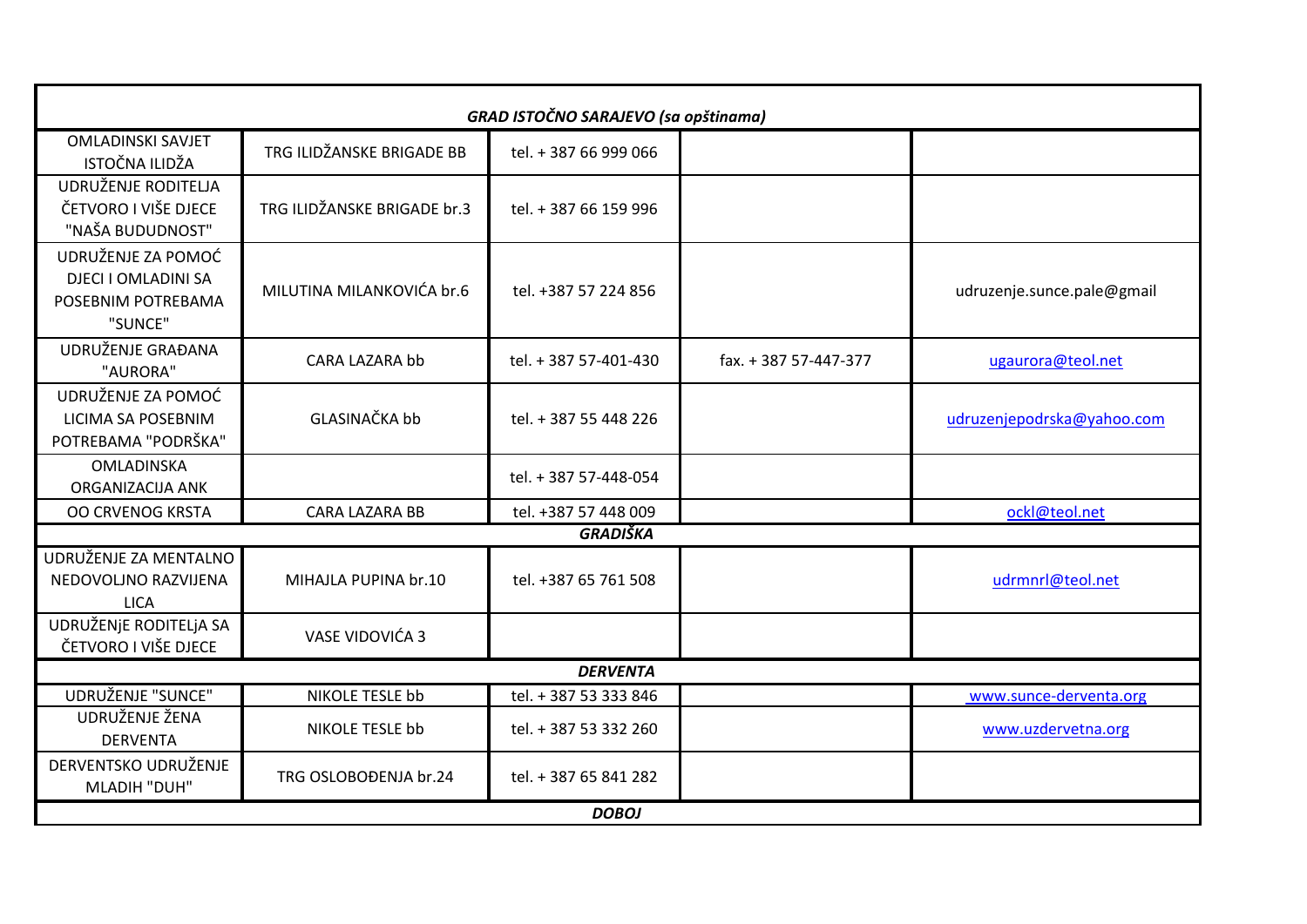| GRAD ISTOČNO SARAJEVO (sa opštinama) | | | | |
|---|---|---|---|---|
| OMLADINSKI SAVJET ISTOČNA ILIDŽA | TRG ILIDŽANSKE BRIGADE BB | tel. + 387 66 999 066 | | |
| UDRUŽENJE RODITELJA ČETVORO I VIŠE DJECE "NAŠA BUDUDNOST" | TRG ILIDŽANSKE BRIGADE br.3 | tel. + 387 66 159 996 | | |
| UDRUŽENJE ZA POMOĆ DJECI I OMLADINI SA POSEBNIM POTREBAMA "SUNCE" | MILUTINA MILANKOVIĆA br.6 | tel. +387 57 224 856 | | udruzenje.sunce.pale@gmail |
| UDRUŽENJE GRAĐANA "AURORA" | CARA LAZARA bb | tel. + 387 57-401-430 | fax. + 387 57-447-377 | ugaurora@teol.net |
| UDRUŽENJE ZA POMOĆ LICIMA SA POSEBNIM POTREBAMA "PODRŠKA" | GLASINAČKA bb | tel. + 387 55 448 226 | | udruzenjepodrska@yahoo.com |
| OMLADINSKA ORGANIZACIJA ANK | | tel. + 387 57-448-054 | | |
| OO CRVENOG KRSTA | CARA LAZARA BB | tel. +387 57 448 009 | | ockl@teol.net |
| **GRADIŠKA** | | | | |
| UDRUŽENJE ZA MENTALNO NEDOVOLJNO RAZVIJENA LICA | MIHAJLA PUPINA br.10 | tel. +387 65 761 508 | | udrmnrl@teol.net |
| UDRUŽENjE RODITELjA SA ČETVORO I VIŠE DJECE | VASE VIDOVIĆA 3 | | | |
| **DERVENTA** | | | | |
| UDRUŽENJE "SUNCE" | NIKOLE TESLE bb | tel. + 387 53 333 846 | | www.sunce-derventa.org |
| UDRUŽENJE ŽENA DERVENTA | NIKOLE TESLE bb | tel. + 387 53 332 260 | | www.uzdervetna.org |
| DERVENTSKO UDRUŽENJE MLADIH "DUH" | TRG OSLOBOĐENJA br.24 | tel. + 387 65 841 282 | | |
| **DOBOJ** | | | | |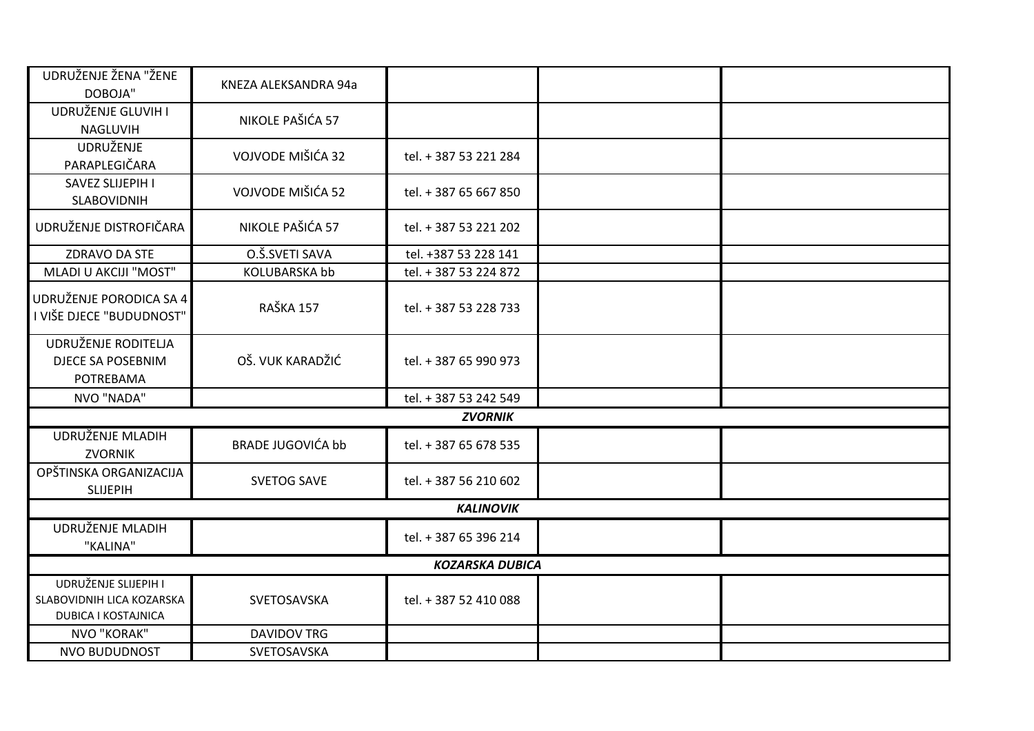| | | | | |
|---|---|---|---|---|
| UDRUŽENJE ŽENA "ŽENE DOBOJA" | KNEZA ALEKSANDRA 94a | | | |
| UDRUŽENJE GLUVIH I NAGLUVIH | NIKOLE PAŠIĆA 57 | | | |
| UDRUŽENJE PARAPLEGIČARA | VOJVODE MIŠIĆA 32 | tel. + 387 53 221 284 | | |
| SAVEZ SLIJEPIH I SLABOVIDNIH | VOJVODE MIŠIĆA 52 | tel. + 387 65 667 850 | | |
| UDRUŽENJE DISTROFIČARA | NIKOLE PAŠIĆA 57 | tel. + 387 53 221 202 | | |
| ZDRAVO DA STE | O.Š.SVETI SAVA | tel. +387 53 228 141 | | |
| MLADI U AKCIJI "MOST" | KOLUBARSKA bb | tel. + 387 53 224 872 | | |
| UDRUŽENJE PORODICA SA 4 I VIŠE DJECE "BUDUDNOST" | RAŠKA 157 | tel. + 387 53 228 733 | | |
| UDRUŽENJE RODITELJA DJECE SA POSEBNIM POTREBAMA | OŠ. VUK KARADŽIĆ | tel. + 387 65 990 973 | | |
| NVO "NADA" | | tel. + 387 53 242 549 | | |
| ***ZVORNIK*** | | | | |
| UDRUŽENJE MLADIH ZVORNIK | BRADE JUGOVIĆA bb | tel. + 387 65 678 535 | | |
| OPŠTINSKA ORGANIZACIJA SLIJEPIH | SVETOG SAVE | tel. + 387 56 210 602 | | |
| ***KALINOVIK*** | | | | |
| UDRUŽENJE MLADIH "KALINA" | | tel. + 387 65 396 214 | | |
| ***KOZARSKA DUBICA*** | | | | |
| UDRUŽENJE SLIJEPIH I SLABOVIDNIH LICA KOZARSKA DUBICA I KOSTAJNICA | SVETOSAVSKA | tel. + 387 52 410 088 | | |
| NVO "KORAK" | DAVIDOV TRG | | | |
| NVO BUDUDNOST | SVETOSAVSKA | | | |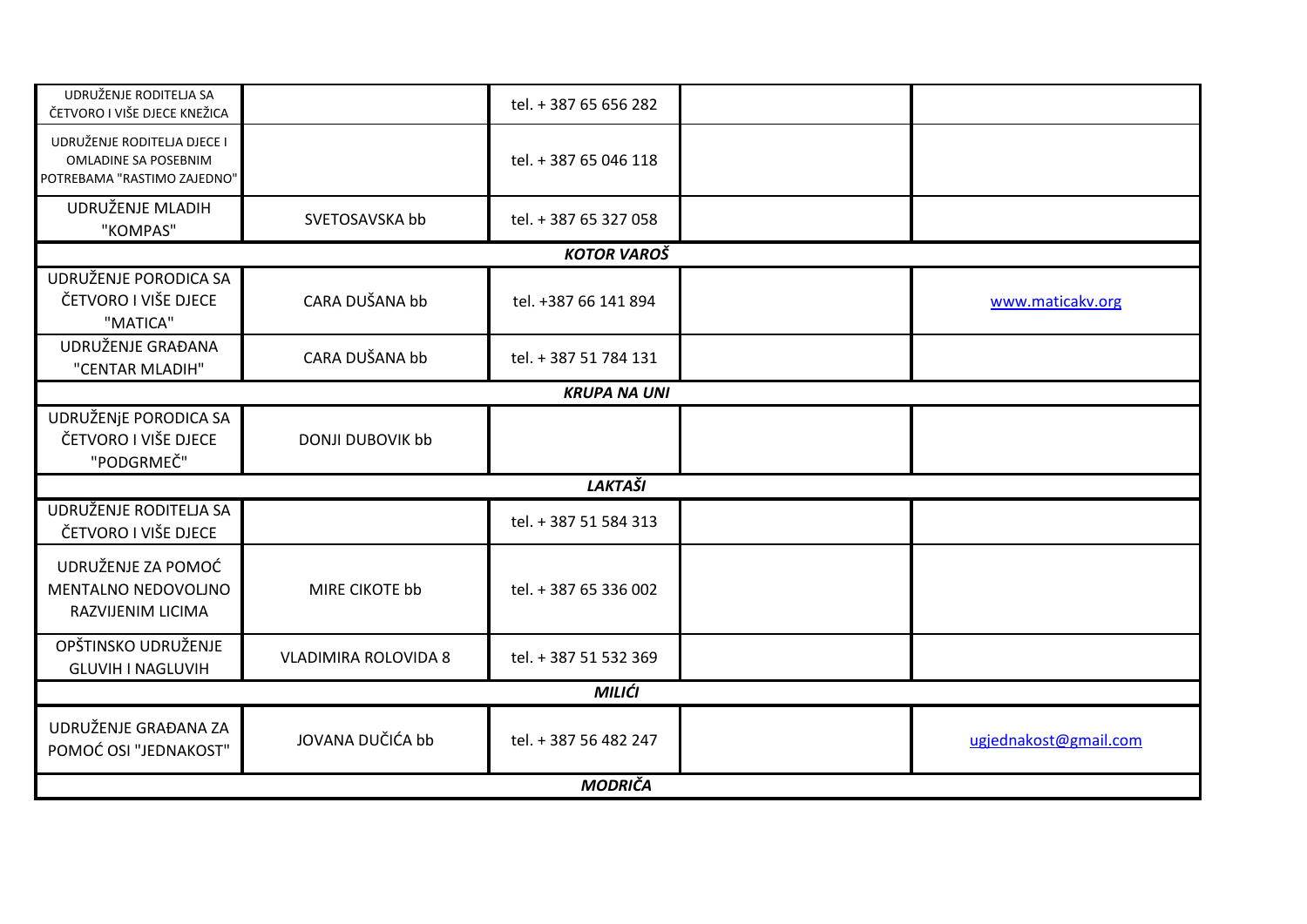| | | | | |
|---|---|---|---|---|
| UDRUŽENJE RODITELJA SA ČETVORO I VIŠE DJECE KNEŽICA | | tel. + 387 65 656 282 | | |
| UDRUŽENJE RODITELJA DJECE I OMLADINE SA POSEBNIM POTREBAMA "RASTIMO ZAJEDNO" | | tel. + 387 65 046 118 | | |
| UDRUŽENJE MLADIH "KOMPAS" | SVETOSAVSKA bb | tel. + 387 65 327 058 | | |
| | | ***KOTOR VAROŠ*** | | |
| UDRUŽENJE PORODICA SA ČETVORO I VIŠE DJECE "MATICA" | CARA DUŠANA bb | tel. +387 66 141 894 | | www.maticakv.org |
| UDRUŽENJE GRAĐANA "CENTAR MLADIH" | CARA DUŠANA bb | tel. + 387 51 784 131 | | |
| | | ***KRUPA NA UNI*** | | |
| UDRUŽENjE PORODICA SA ČETVORO I VIŠE DJECE "PODGRMEČ" | DONJI DUBOVIK bb | | | |
| | | ***LAKTAŠI*** | | |
| UDRUŽENJE RODITELJA SA ČETVORO I VIŠE DJECE | | tel. + 387 51 584 313 | | |
| UDRUŽENJE ZA POMOĆ MENTALNO NEDOVOLJNO RAZVIJENIM LICIMA | MIRE CIKOTE bb | tel. + 387 65 336 002 | | |
| OPŠTINSKO UDRUŽENJE GLUVIH I NAGLUVIH | VLADIMIRA ROLOVIDA 8 | tel. + 387 51 532 369 | | |
| | | ***MILIĆI*** | | |
| UDRUŽENJE GRAĐANA ZA POMOĆ OSI "JEDNAKOST" | JOVANA DUČIĆA bb | tel. + 387 56 482 247 | | ugjednakost@gmail.com |
| | | ***MODRIČA*** | | |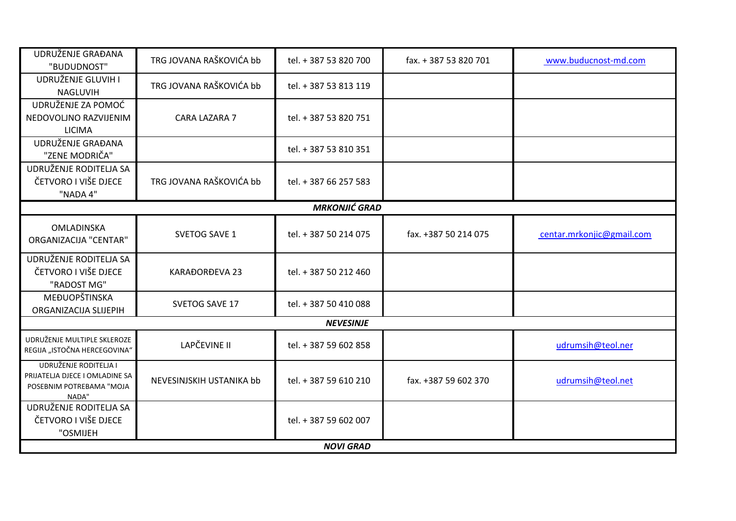| | | | | |
|---|---|---|---|---|
| UDRUŽENJE GRAĐANA "BUDUDNOST" | TRG JOVANA RAŠKOVIĆA bb | tel. + 387 53 820 700 | fax. + 387 53 820 701 | www.buducnost-md.com |
| UDRUŽENJE GLUVIH I NAGLUVIH | TRG JOVANA RAŠKOVIĆA bb | tel. + 387 53 813 119 | | |
| UDRUŽENJE ZA POMOĆ NEDOVOLJNO RAZVIJENIM LICIMA | CARA LAZARA 7 | tel. + 387 53 820 751 | | |
| UDRUŽENJE GRAĐANA "ZENE MODRIČA" | | tel. + 387 53 810 351 | | |
| UDRUŽENJE RODITELJA SA ČETVORO I VIŠE DJECE "NADA 4" | TRG JOVANA RAŠKOVIĆA bb | tel. + 387 66 257 583 | | |
| ***MRKONJIĆ GRAD*** | | | | |
| OMLADINSKA ORGANIZACIJA "CENTAR" | SVETOG SAVE 1 | tel. + 387 50 214 075 | fax. +387 50 214 075 | centar.mrkonjic@gmail.com |
| UDRUŽENJE RODITELJA SA ČETVORO I VIŠE DJECE "RADOST MG" | KARAĐORĐEVA 23 | tel. + 387 50 212 460 | | |
| MEĐUOPŠTINSKA ORGANIZACIJA SLIJEPIH | SVETOG SAVE 17 | tel. + 387 50 410 088 | | |
| ***NEVESINJE*** | | | | |
| UDRUŽENJE MULTIPLE SKLEROZE REGIJA „ISTOČNA HERCEGOVINA" | LAPČEVINE II | tel. + 387 59 602 858 | | udrumsih@teol.ner |
| UDRUŽENJE RODITELJA I PRIJATELJA DJECE I OMLADINE SA POSEBNIM POTREBAMA "MOJA NADA" | NEVESINJSKIH USTANIKA bb | tel. + 387 59 610 210 | fax. +387 59 602 370 | udrumsih@teol.net |
| UDRUŽENJE RODITELJA SA ČETVORO I VIŠE DJECE "OSMIJEH | | tel. + 387 59 602 007 | | |
| ***NOVI GRAD*** | | | | |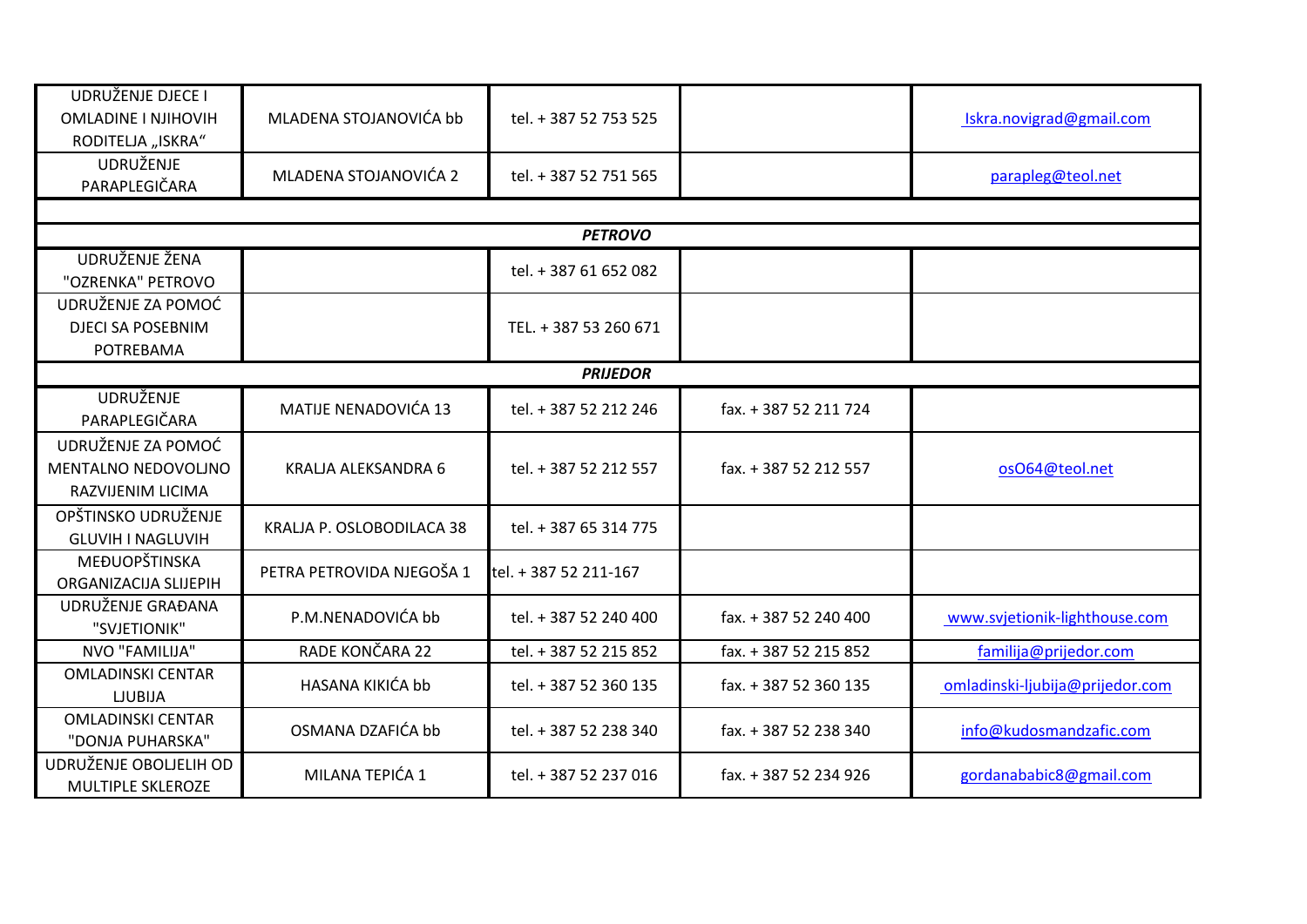| | | | | |
|---|---|---|---|---|
| UDRUŽENJE DJECE I OMLADINE I NJIHOVIH RODITELJA „ISKRA“ | MLADENA STOJANOVIĆA bb | tel. + 387 52 753 525 | | Iskra.novigrad@gmail.com |
| UDRUŽENJE PARAPLEGIČARA | MLADENA STOJANOVIĆA 2 | tel. + 387 52 751 565 | | parapleg@teol.net |
| | | | | |
| | | ***PETROVO*** | | |
| UDRUŽENJE ŽENA "OZRENKA" PETROVO | | tel. + 387 61 652 082 | | |
| UDRUŽENJE ZA POMOĆ DJECI SA POSEBNIM POTREBAMA | | TEL. + 387 53 260 671 | | |
| | | ***PRIJEDOR*** | | |
| UDRUŽENJE PARAPLEGIČARA | MATIJE NENADOVIĆA 13 | tel. + 387 52 212 246 | fax. + 387 52 211 724 | |
| UDRUŽENJE ZA POMOĆ MENTALNO NEDOVOLJNO RAZVIJENIM LICIMA | KRALJA ALEKSANDRA 6 | tel. + 387 52 212 557 | fax. + 387 52 212 557 | osO64@teol.net |
| OPŠTINSKO UDRUŽENJE GLUVIH I NAGLUVIH | KRALJA P. OSLOBODILACA 38 | tel. + 387 65 314 775 | | |
| MEĐUOPŠTINSKA ORGANIZACIJA SLIJEPIH | PETRA PETROVIDA NJEGOŠA 1 | tel. + 387 52 211-167 | | |
| UDRUŽENJE GRAĐANA "SVJETIONIK" | P.M.NENADOVIĆA bb | tel. + 387 52 240 400 | fax. + 387 52 240 400 | www.svjetionik-lighthouse.com |
| NVO "FAMILIJA" | RADE KONČARA 22 | tel. + 387 52 215 852 | fax. + 387 52 215 852 | familija@prijedor.com |
| OMLADINSKI CENTAR LJUBIJA | HASANA KIKIĆA bb | tel. + 387 52 360 135 | fax. + 387 52 360 135 | omladinski-ljubija@prijedor.com |
| OMLADINSKI CENTAR "DONJA PUHARSKA" | OSMANA DZAFIĆA bb | tel. + 387 52 238 340 | fax. + 387 52 238 340 | info@kudosmandzafic.com |
| UDRUŽENJE OBOLJELIH OD MULTIPLE SKLEROZE | MILANA TEPIĆA 1 | tel. + 387 52 237 016 | fax. + 387 52 234 926 | gordanababic8@gmail.com |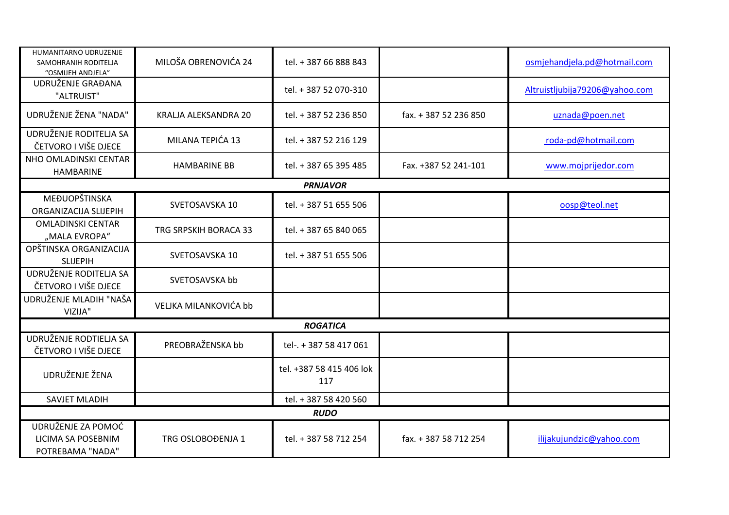| | | | | |
|---|---|---|---|---|
| HUMANITARNO UDRUZENJE SAMOHRANIH RODITELJA "OSMIJEH ANDJELA" | MILOŠA OBRENOVIĆA 24 | tel. + 387 66 888 843 | | osmjehandjela.pd@hotmail.com |
| UDRUŽENJE GRAĐANA "ALTRUIST" | | tel. + 387 52 070-310 | | Altruistljubija79206@yahoo.com |
| UDRUŽENJE ŽENA "NADA" | KRALJA ALEKSANDRA 20 | tel. + 387 52 236 850 | fax. + 387 52 236 850 | uznada@poen.net |
| UDRUŽENJE RODITELJA SA ČETVORO I VIŠE DJECE | MILANA TEPIĆA 13 | tel. + 387 52 216 129 | | roda-pd@hotmail.com |
| NHO OMLADINSKI CENTAR HAMBARINE | HAMBARINE BB | tel. + 387 65 395 485 | Fax. +387 52 241-101 | www.mojprijedor.com |
| | | ***PRNJAVOR*** | | |
| MEĐUOPŠTINSKA ORGANIZACIJA SLIJEPIH | SVETOSAVSKA 10 | tel. + 387 51 655 506 | | oosp@teol.net |
| OMLADINSKI CENTAR „MALA EVROPA“ | TRG SRPSKIH BORACA 33 | tel. + 387 65 840 065 | | |
| OPŠTINSKA ORGANIZACIJA SLIJEPIH | SVETOSAVSKA 10 | tel. + 387 51 655 506 | | |
| UDRUŽENJE RODITELJA SA ČETVORO I VIŠE DJECE | SVETOSAVSKA bb | | | |
| UDRUŽENJE MLADIH "NAŠA VIZIJA" | VELJKA MILANKOVIĆA bb | | | |
| | | ***ROGATICA*** | | |
| UDRUŽENJE RODTIELJA SA ČETVORO I VIŠE DJECE | PREOBRAŽENSKA bb | tel-. + 387 58 417 061 | | |
| UDRUŽENJE ŽENA | | tel. +387 58 415 406 lok 117 | | |
| SAVJET MLADIH | | tel. + 387 58 420 560 | | |
| | | ***RUDO*** | | |
| UDRUŽENJE ZA POMOĆ LICIMA SA POSEBNIM POTREBAMA "NADA" | TRG OSLOBOĐENJA 1 | tel. + 387 58 712 254 | fax. + 387 58 712 254 | ilijakujundzic@yahoo.com |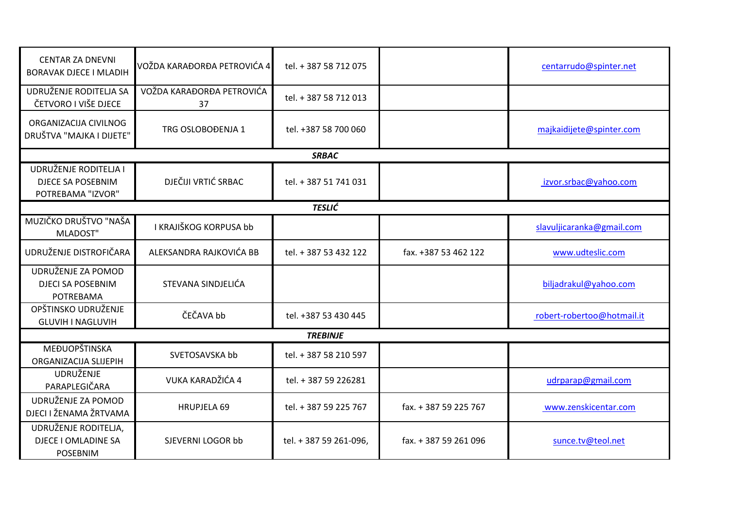| | | | | |
|---|---|---|---|---|
| CENTAR ZA DNEVNI BORAVAK DJECE I MLADIH | VOŽDA KARAĐORĐA PETROVIĆA 4 | tel. + 387 58 712 075 | | centarrudo@spinter.net |
| UDRUŽENJE RODITELJA SA ČETVORO I VIŠE DJECE | VOŽDA KARAĐORĐA PETROVIĆA 37 | tel. + 387 58 712 013 | | |
| ORGANIZACIJA CIVILNOG DRUŠTVA "MAJKA I DIJETE" | TRG OSLOBOĐENJA 1 | tel. +387 58 700 060 | | majkaidijete@spinter.com |
| | | ***SRBAC*** | | |
| UDRUŽENJE RODITELJA I DJECE SA POSEBNIM POTREBAMA "IZVOR" | DJEČIJI VRTIĆ SRBAC | tel. + 387 51 741 031 | | izvor.srbac@yahoo.com |
| | | ***TESLIĆ*** | | |
| MUZIČKO DRUŠTVO "NAŠA MLADOST" | I KRAJIŠKOG KORPUSA bb | | | slavuljicaranka@gmail.com |
| UDRUŽENJE DISTROFIČARA | ALEKSANDRA RAJKOVIĆA BB | tel. + 387 53 432 122 | fax. +387 53 462 122 | www.udteslic.com |
| UDRUŽENJE ZA POMOD DJECI SA POSEBNIM POTREBAMA | STEVANA SINDJELIĆA | | | biljadrakul@yahoo.com |
| OPŠTINSKO UDRUŽENJE GLUVIH I NAGLUVIH | ČEČAVA bb | tel. +387 53 430 445 | | robert-robertoo@hotmail.it |
| | | ***TREBINJE*** | | |
| MEĐUOPŠTINSKA ORGANIZACIJA SLIJEPIH | SVETOSAVSKA bb | tel. + 387 58 210 597 | | |
| UDRUŽENJE PARAPLEGIČARA | VUKA KARADŽIĆA 4 | tel. + 387 59 226281 | | udrparap@gmail.com |
| UDRUŽENJE ZA POMOD DJECI I ŽENAMA ŽRTVAMA | HRUPJELA 69 | tel. + 387 59 225 767 | fax. + 387 59 225 767 | www.zenskicentar.com |
| UDRUŽENJE RODITELJA, DJECE I OMLADINE SA POSEBNIM | SJEVERNI LOGOR bb | tel. + 387 59 261-096, | fax. + 387 59 261 096 | sunce.tv@teol.net |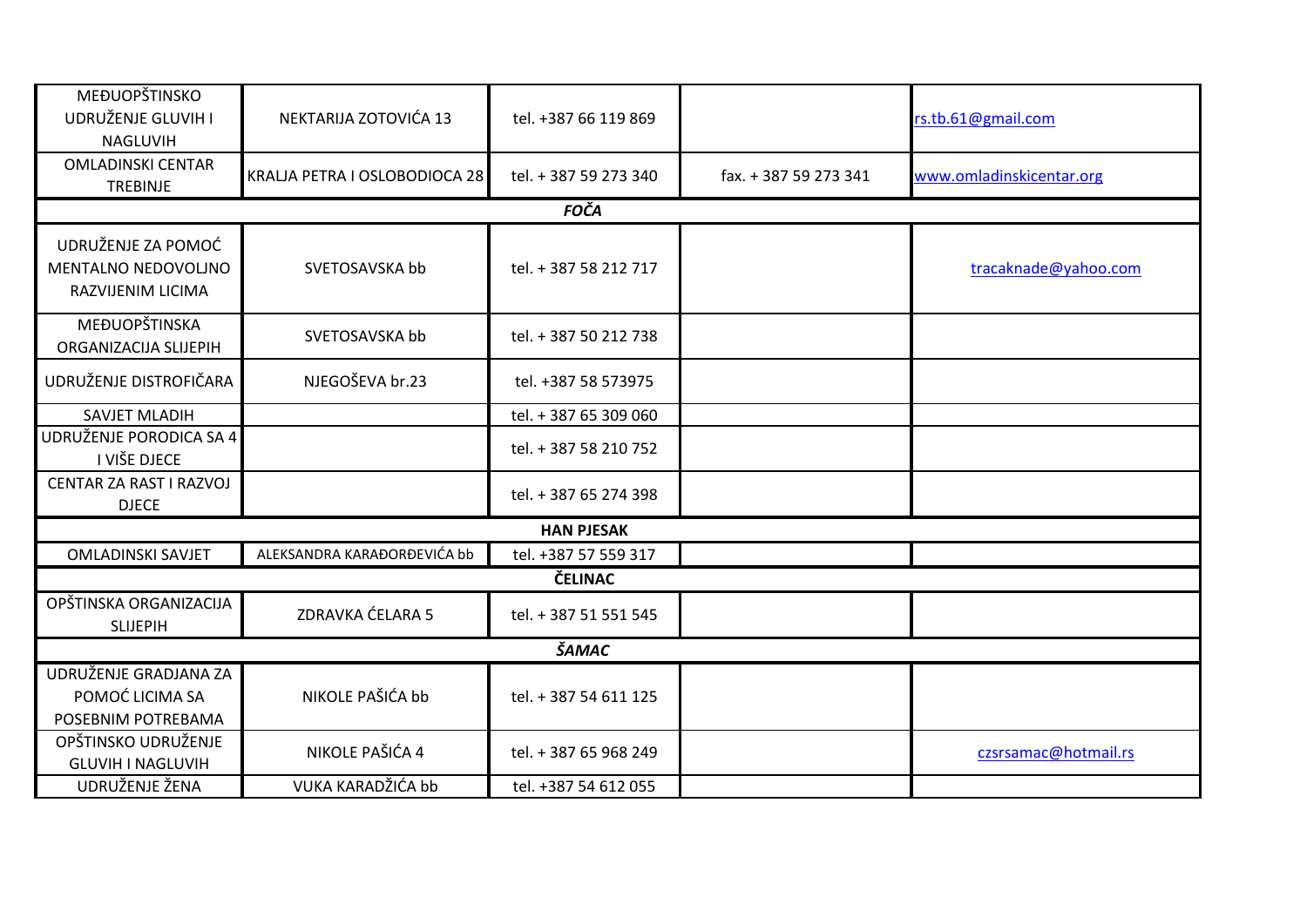| | | | | |
|---|---|---|---|---|
| MEĐUOPŠTINSKO UDRUŽENJE GLUVIH I NAGLUVIH | NEKTARIJA ZOTOVIĆA 13 | tel. +387 66 119 869 | | rs.tb.61@gmail.com |
| OMLADINSKI CENTAR TREBINJE | KRALJA PETRA I OSLOBODIOCA 28 | tel. + 387 59 273 340 | fax. + 387 59 273 341 | www.omladinskicentar.org |
| | | ***FOČA*** | | |
| UDRUŽENJE ZA POMOĆ MENTALNO NEDOVOLJNO RAZVIJENIM LICIMA | SVETOSAVSKA bb | tel. + 387 58 212 717 | | tracaknade@yahoo.com |
| MEĐUOPŠTINSKA ORGANIZACIJA SLIJEPIH | SVETOSAVSKA bb | tel. + 387 50 212 738 | | |
| UDRUŽENJE DISTROFIČARA | NJEGOŠEVA br.23 | tel. +387 58 573975 | | |
| SAVJET MLADIH | | tel. + 387 65 309 060 | | |
| UDRUŽENJE PORODICA SA 4 I VIŠE DJECE | | tel. + 387 58 210 752 | | |
| CENTAR ZA RAST I RAZVOJ DJECE | | tel. + 387 65 274 398 | | |
| | | **HAN PJESAK** | | |
| OMLADINSKI SAVJET | ALEKSANDRA KARAĐORĐEVIĆA bb | tel. +387 57 559 317 | | |
| | | **ČELINAC** | | |
| OPŠTINSKA ORGANIZACIJA SLIJEPIH | ZDRAVKA ĆELARA 5 | tel. + 387 51 551 545 | | |
| | | ***ŠAMAC*** | | |
| UDRUŽENJE GRADJANA ZA POMOĆ LICIMA SA POSEBNIM POTREBAMA | NIKOLE PAŠIĆA bb | tel. + 387 54 611 125 | | |
| OPŠTINSKO UDRUŽENJE GLUVIH I NAGLUVIH | NIKOLE PAŠIĆA 4 | tel. + 387 65 968 249 | | czsrsamac@hotmail.rs |
| UDRUŽENJE ŽENA | VUKA KARADŽIĆA bb | tel. +387 54 612 055 | | |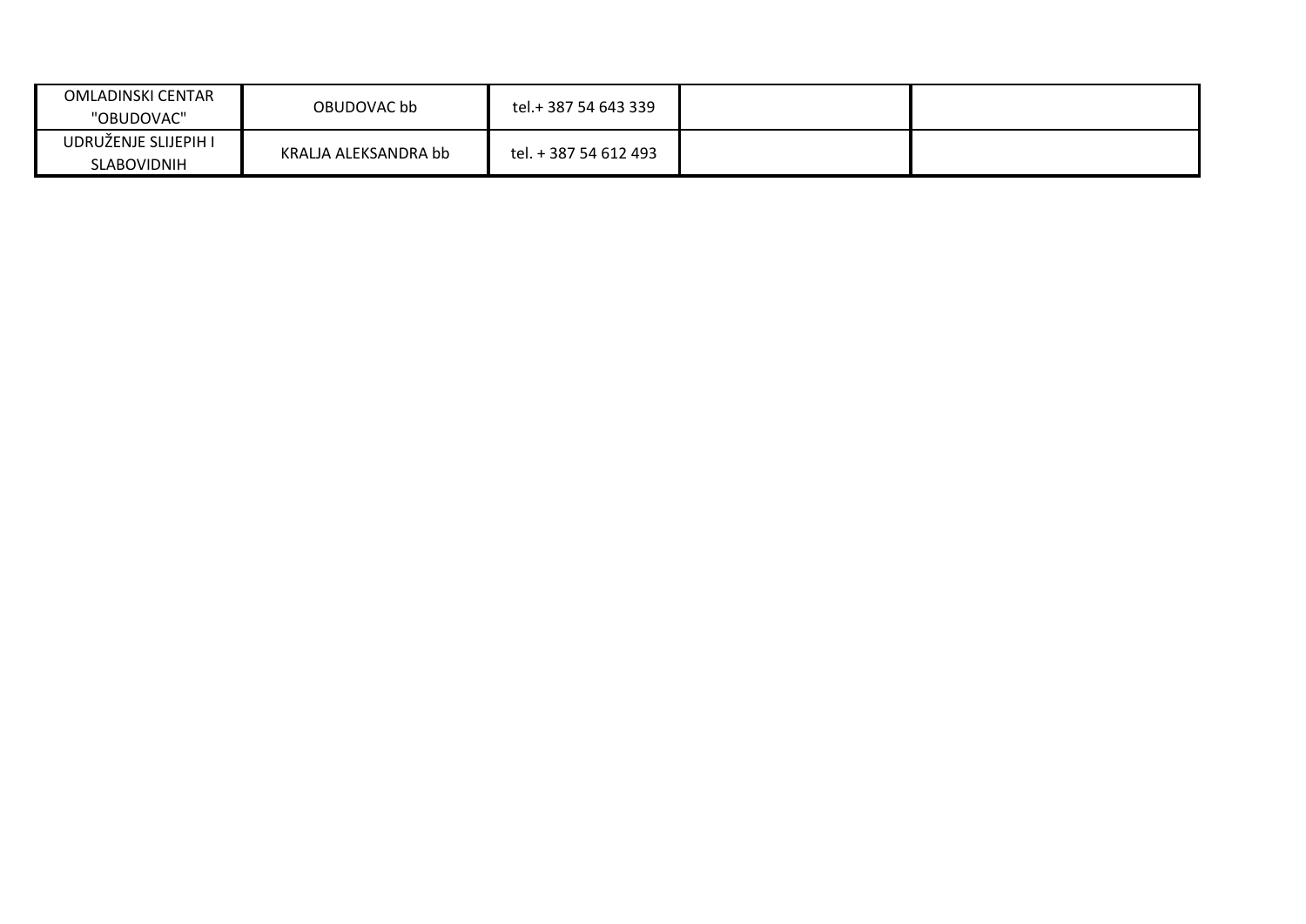| | | | | |
|---|---|---|---|---|
| OMLADINSKI CENTAR "OBUDOVAC" | OBUDOVAC bb | tel.+ 387 54 643 339 | | |
| UDRUŽENJE SLIJEPIH I SLABOVIDNIH | KRALJA ALEKSANDRA bb | tel. + 387 54 612 493 | | |